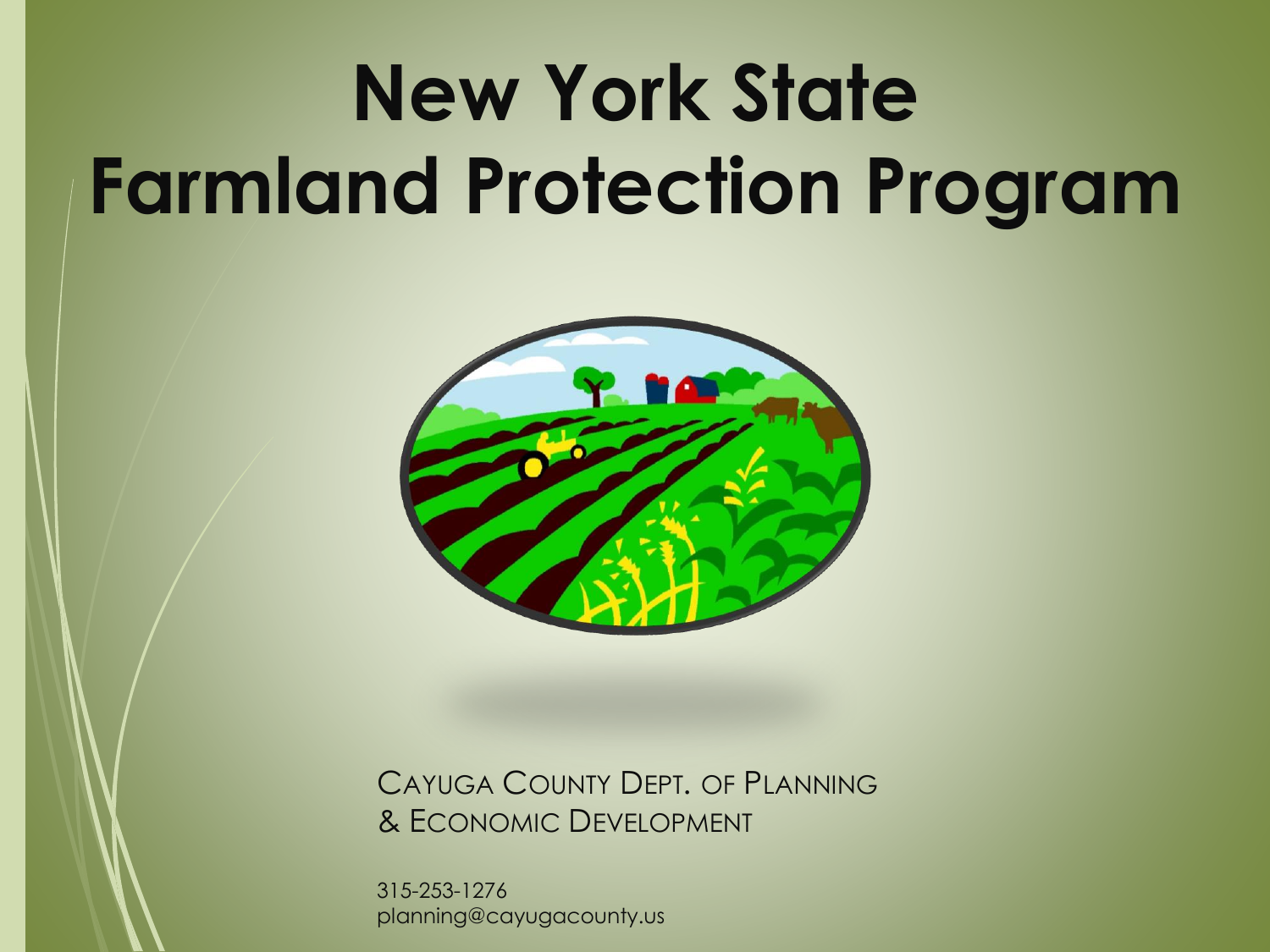# New York State Farmland Protection Program

Cayuga County Dept. of Planning & Economic Development

315-253-1276
planning@cayugacounty.us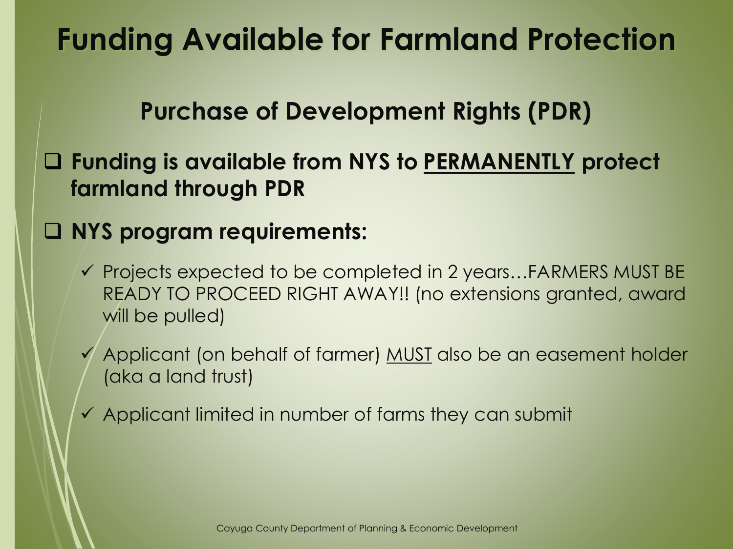# Funding Available for Farmland Protection

## Purchase of Development Rights (PDR)

- **Funding is available from NYS to <u>PERMANENTLY</u> protect farmland through PDR**
- **NYS program requirements:**
  - ✓ Projects expected to be completed in 2 years…FARMERS MUST BE READY TO PROCEED RIGHT AWAY!! (no extensions granted, award will be pulled)
  - ✓ Applicant (on behalf of farmer) <u>MUST</u> also be an easement holder (aka a land trust)
  - ✓ Applicant limited in number of farms they can submit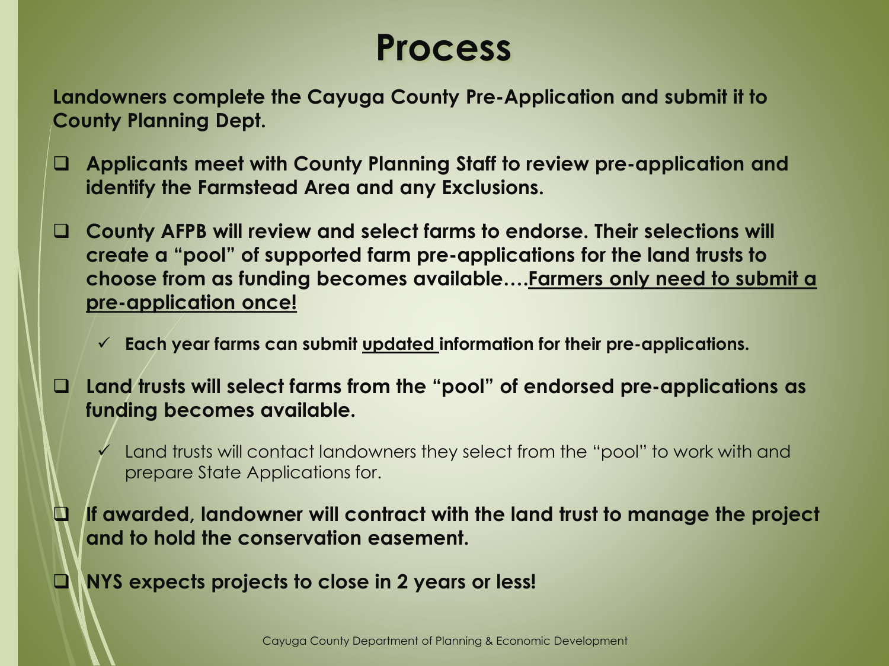# Process

**Landowners complete the Cayuga County Pre-Application and submit it to County Planning Dept.**

- **Applicants meet with County Planning Staff to review pre-application and identify the Farmstead Area and any Exclusions.**
- **County AFPB will review and select farms to endorse. Their selections will create a "pool" of supported farm pre-applications for the land trusts to choose from as funding becomes available….<u>Farmers only need to submit a pre-application once!</u>**
  - ✓ **Each year farms can submit <u>updated</u> information for their pre-applications.**
- **Land trusts will select farms from the "pool" of endorsed pre-applications as funding becomes available.**
  - ✓ Land trusts will contact landowners they select from the "pool" to work with and prepare State Applications for.
- **If awarded, landowner will contract with the land trust to manage the project and to hold the conservation easement.**
- **NYS expects projects to close in 2 years or less!**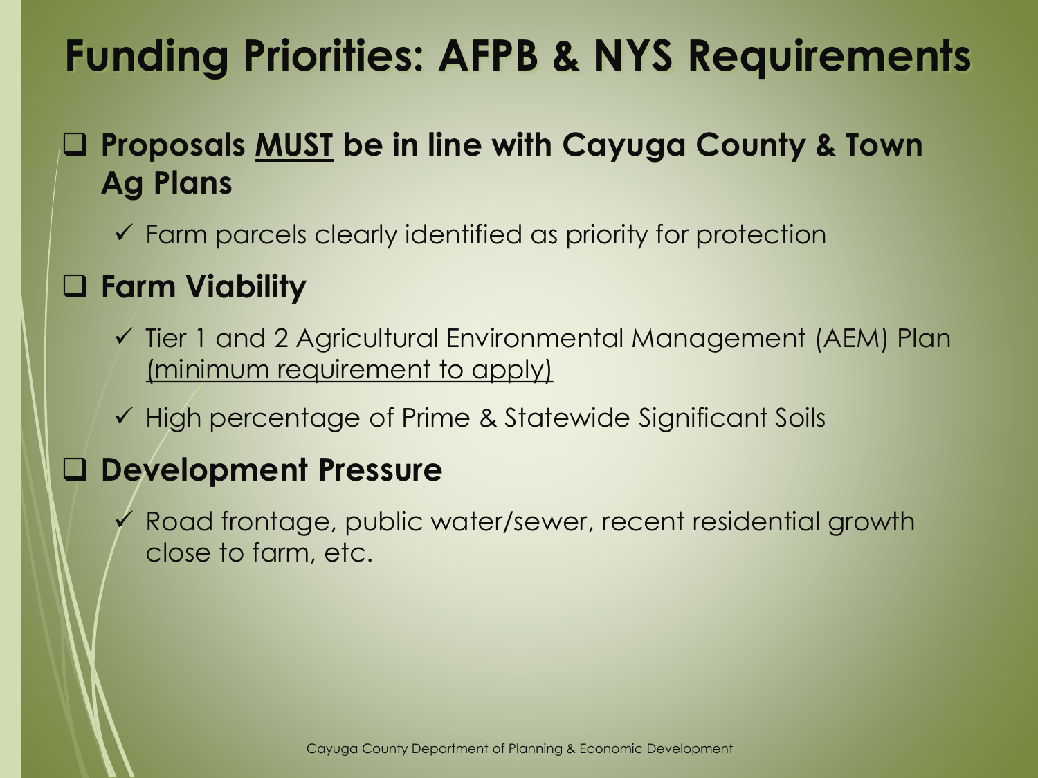# Funding Priorities: AFPB & NYS Requirements

- **Proposals <u>MUST</u> be in line with Cayuga County & Town Ag Plans**
  - ✓ Farm parcels clearly identified as priority for protection
- **Farm Viability**
  - ✓ Tier 1 and 2 Agricultural Environmental Management (AEM) Plan <u>(minimum requirement to apply)</u>
  - ✓ High percentage of Prime & Statewide Significant Soils
- **Development Pressure**
  - ✓ Road frontage, public water/sewer, recent residential growth close to farm, etc.

Cayuga County Department of Planning & Economic Development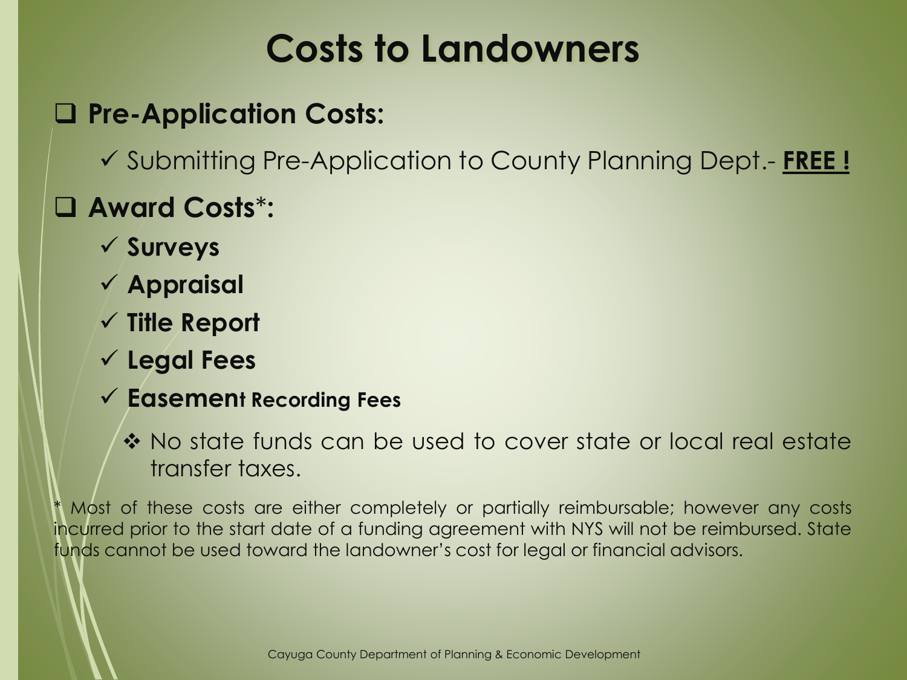# Costs to Landowners

- **Pre-Application Costs:**
  - ✓ Submitting Pre-Application to County Planning Dept.- **FREE !**
- **Award Costs***:
  - ✓ **Surveys**
  - ✓ **Appraisal**
  - ✓ **Title Report**
  - ✓ **Legal Fees**
  - ✓ **Easement Recording Fees**
    - ❖ No state funds can be used to cover state or local real estate transfer taxes.

* Most of these costs are either completely or partially reimbursable; however any costs incurred prior to the start date of a funding agreement with NYS will not be reimbursed. State funds cannot be used toward the landowner's cost for legal or financial advisors.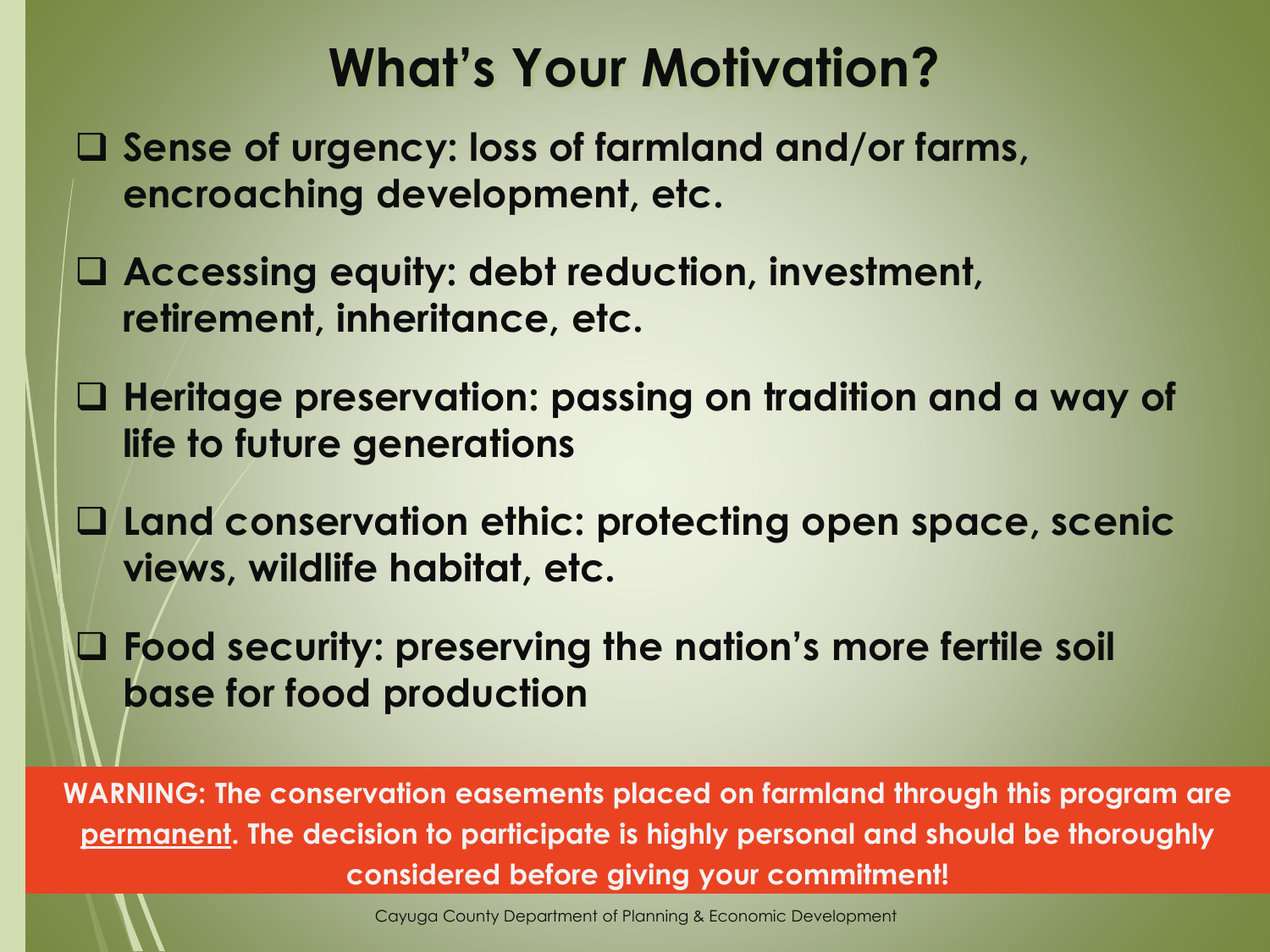# What's Your Motivation?

- **Sense of urgency: loss of farmland and/or farms, encroaching development, etc.**
- **Accessing equity: debt reduction, investment, retirement, inheritance, etc.**
- **Heritage preservation: passing on tradition and a way of life to future generations**
- **Land conservation ethic: protecting open space, scenic views, wildlife habitat, etc.**
- **Food security: preserving the nation's more fertile soil base for food production**

**WARNING: The conservation easements placed on farmland through this program are <u>permanent</u>. The decision to participate is highly personal and should be thoroughly considered before giving your commitment!**

Cayuga County Department of Planning & Economic Development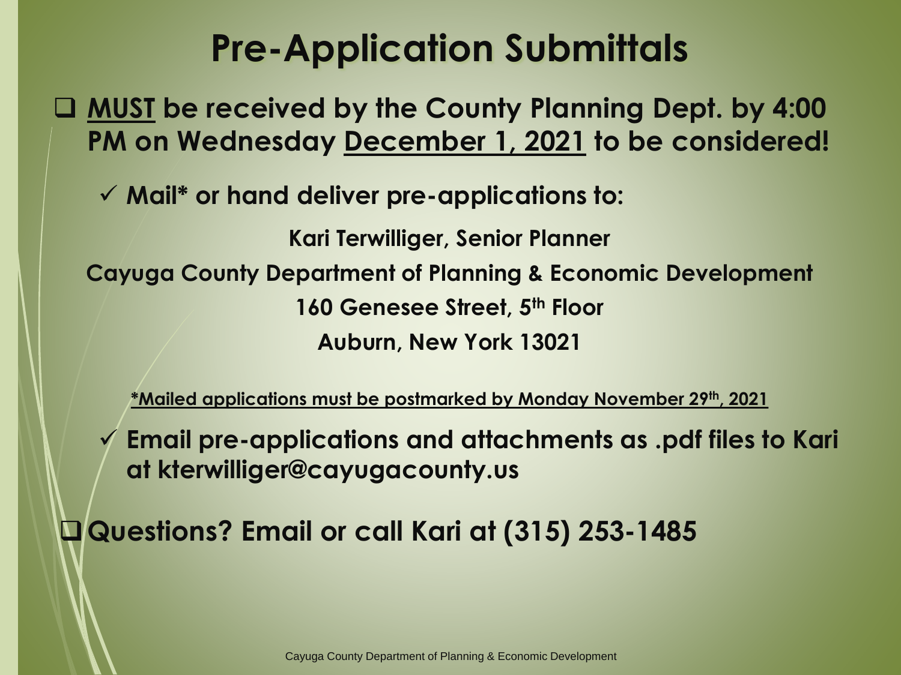# Pre-Application Submittals

- **<u>MUST</u> be received by the County Planning Dept. by 4:00 PM on Wednesday <u>December 1, 2021</u> to be considered!**
  - ✓ **Mail* or hand deliver pre-applications to:**

    **Kari Terwilliger, Senior Planner**

    **Cayuga County Department of Planning & Economic Development**

    **160 Genesee Street, 5th Floor**

    **Auburn, New York 13021**

    **<u>*Mailed applications must be postmarked by Monday November 29th, 2021</u>**

  - ✓ **Email pre-applications and attachments as .pdf files to Kari at kterwilliger@cayugacounty.us**

- **Questions? Email or call Kari at (315) 253-1485**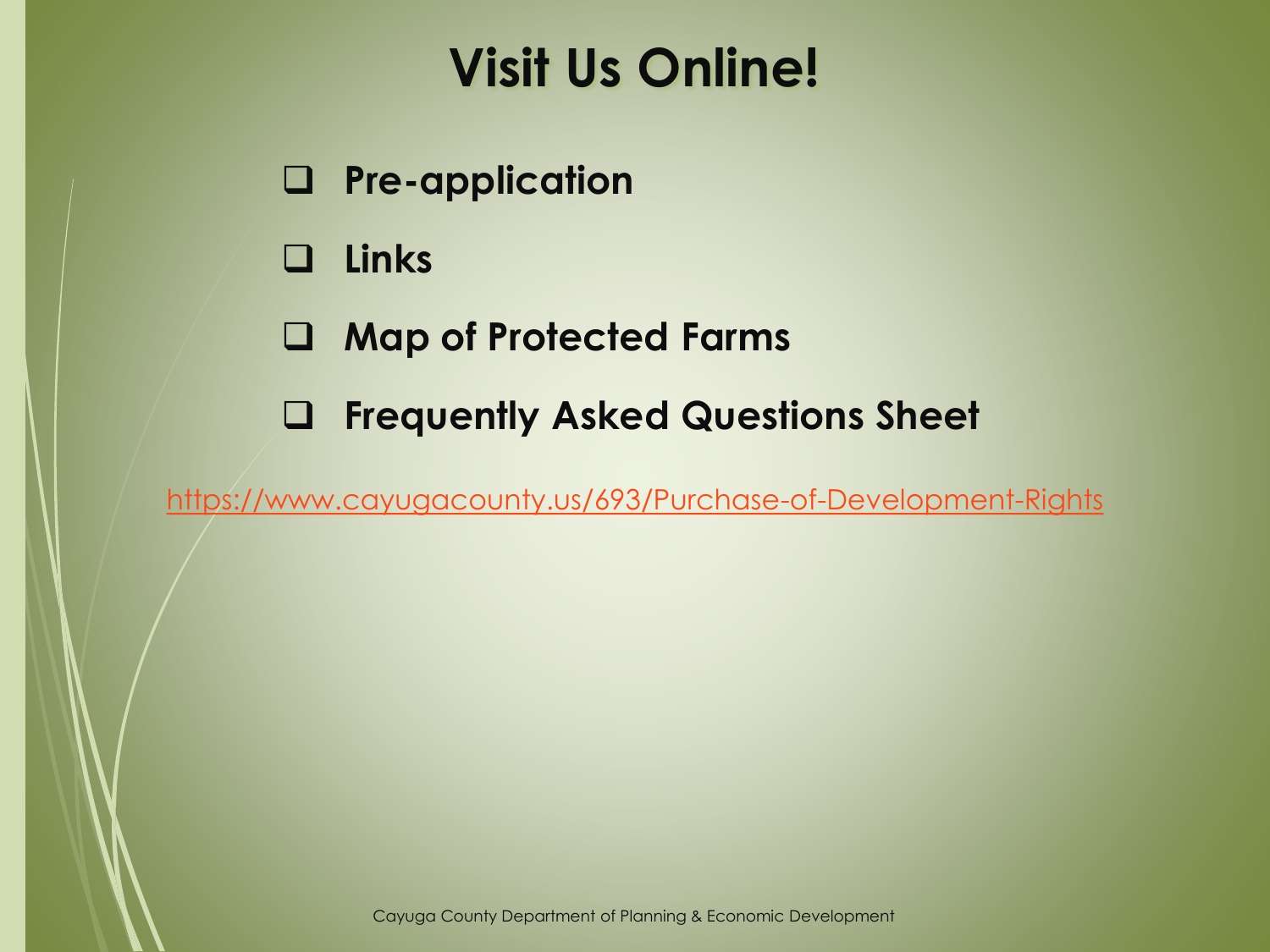# Visit Us Online!

- Pre-application
- Links
- Map of Protected Farms
- Frequently Asked Questions Sheet

https://www.cayugacounty.us/693/Purchase-of-Development-Rights

Cayuga County Department of Planning & Economic Development